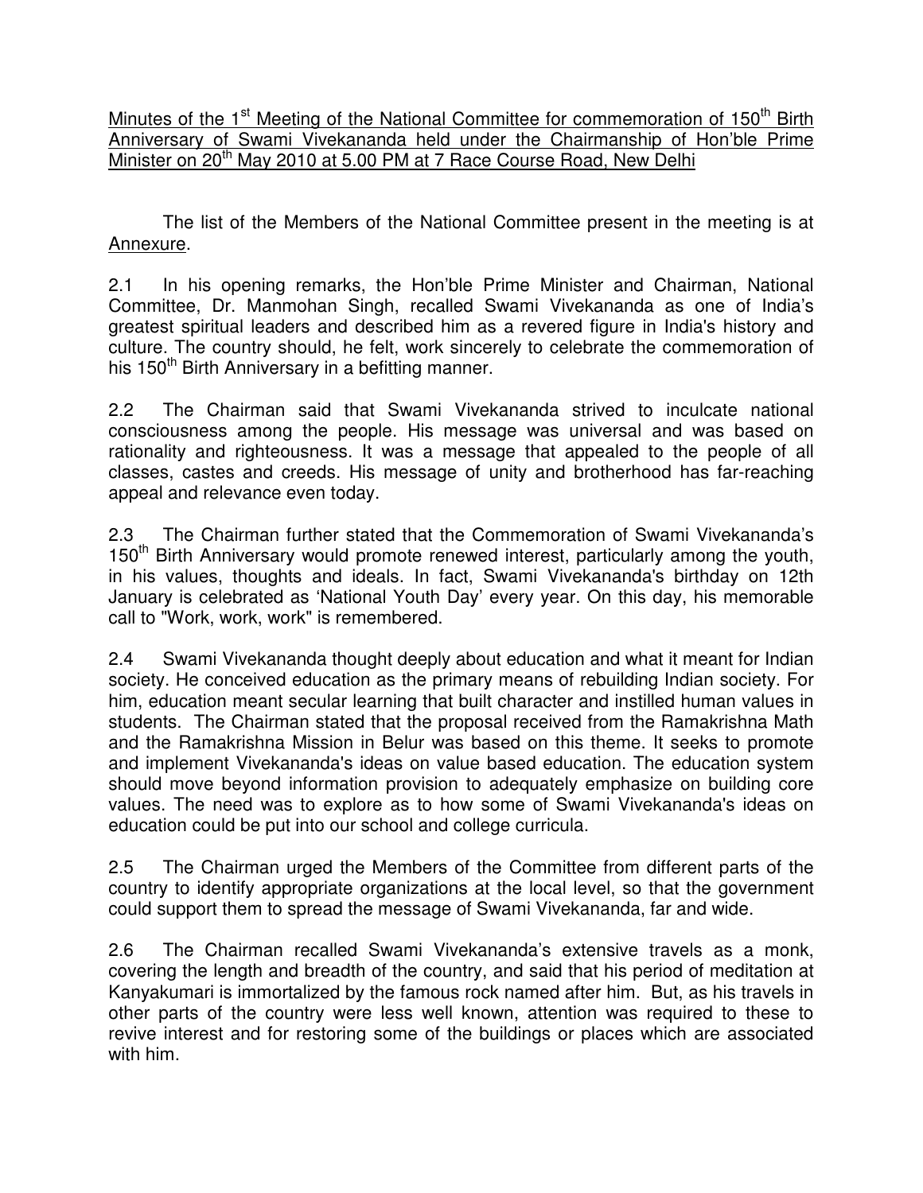Minutes of the 1st Meeting of the National Committee for commemoration of 150th Birth Anniversary of Swami Vivekananda held under the Chairmanship of Hon'ble Prime Minister on 20th May 2010 at 5.00 PM at 7 Race Course Road, New Delhi

The list of the Members of the National Committee present in the meeting is at Annexure.

2.1 In his opening remarks, the Hon'ble Prime Minister and Chairman, National Committee, Dr. Manmohan Singh, recalled Swami Vivekananda as one of India's greatest spiritual leaders and described him as a revered figure in India's history and culture. The country should, he felt, work sincerely to celebrate the commemoration of his 150th Birth Anniversary in a befitting manner.

2.2 The Chairman said that Swami Vivekananda strived to inculcate national consciousness among the people. His message was universal and was based on rationality and righteousness. It was a message that appealed to the people of all classes, castes and creeds. His message of unity and brotherhood has far-reaching appeal and relevance even today.

2.3 The Chairman further stated that the Commemoration of Swami Vivekananda's 150th Birth Anniversary would promote renewed interest, particularly among the youth, in his values, thoughts and ideals. In fact, Swami Vivekananda's birthday on 12th January is celebrated as 'National Youth Day' every year. On this day, his memorable call to "Work, work, work" is remembered.

2.4 Swami Vivekananda thought deeply about education and what it meant for Indian society. He conceived education as the primary means of rebuilding Indian society. For him, education meant secular learning that built character and instilled human values in students. The Chairman stated that the proposal received from the Ramakrishna Math and the Ramakrishna Mission in Belur was based on this theme. It seeks to promote and implement Vivekananda's ideas on value based education. The education system should move beyond information provision to adequately emphasize on building core values. The need was to explore as to how some of Swami Vivekananda's ideas on education could be put into our school and college curricula.

2.5 The Chairman urged the Members of the Committee from different parts of the country to identify appropriate organizations at the local level, so that the government could support them to spread the message of Swami Vivekananda, far and wide.

2.6 The Chairman recalled Swami Vivekananda's extensive travels as a monk, covering the length and breadth of the country, and said that his period of meditation at Kanyakumari is immortalized by the famous rock named after him. But, as his travels in other parts of the country were less well known, attention was required to these to revive interest and for restoring some of the buildings or places which are associated with him.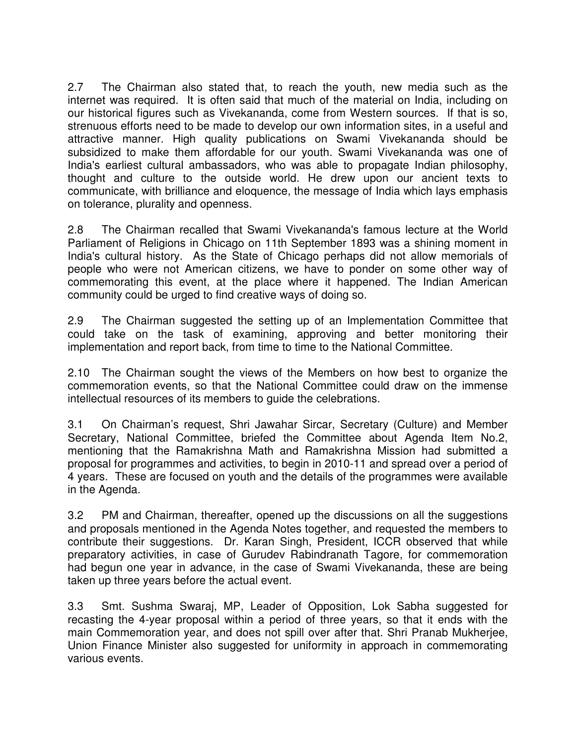2.7 The Chairman also stated that, to reach the youth, new media such as the internet was required. It is often said that much of the material on India, including on our historical figures such as Vivekananda, come from Western sources. If that is so, strenuous efforts need to be made to develop our own information sites, in a useful and attractive manner. High quality publications on Swami Vivekananda should be subsidized to make them affordable for our youth. Swami Vivekananda was one of India's earliest cultural ambassadors, who was able to propagate Indian philosophy, thought and culture to the outside world. He drew upon our ancient texts to communicate, with brilliance and eloquence, the message of India which lays emphasis on tolerance, plurality and openness.

2.8 The Chairman recalled that Swami Vivekananda's famous lecture at the World Parliament of Religions in Chicago on 11th September 1893 was a shining moment in India's cultural history. As the State of Chicago perhaps did not allow memorials of people who were not American citizens, we have to ponder on some other way of commemorating this event, at the place where it happened. The Indian American community could be urged to find creative ways of doing so.

2.9 The Chairman suggested the setting up of an Implementation Committee that could take on the task of examining, approving and better monitoring their implementation and report back, from time to time to the National Committee.

2.10 The Chairman sought the views of the Members on how best to organize the commemoration events, so that the National Committee could draw on the immense intellectual resources of its members to guide the celebrations.

3.1 On Chairman's request, Shri Jawahar Sircar, Secretary (Culture) and Member Secretary, National Committee, briefed the Committee about Agenda Item No.2, mentioning that the Ramakrishna Math and Ramakrishna Mission had submitted a proposal for programmes and activities, to begin in 2010-11 and spread over a period of 4 years. These are focused on youth and the details of the programmes were available in the Agenda.

3.2 PM and Chairman, thereafter, opened up the discussions on all the suggestions and proposals mentioned in the Agenda Notes together, and requested the members to contribute their suggestions. Dr. Karan Singh, President, ICCR observed that while preparatory activities, in case of Gurudev Rabindranath Tagore, for commemoration had begun one year in advance, in the case of Swami Vivekananda, these are being taken up three years before the actual event.

3.3 Smt. Sushma Swaraj, MP, Leader of Opposition, Lok Sabha suggested for recasting the 4-year proposal within a period of three years, so that it ends with the main Commemoration year, and does not spill over after that. Shri Pranab Mukherjee, Union Finance Minister also suggested for uniformity in approach in commemorating various events.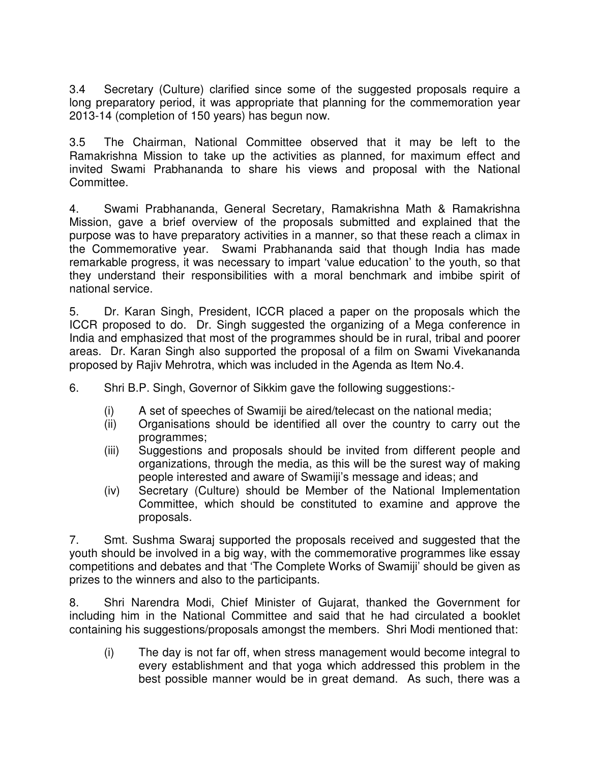3.4 Secretary (Culture) clarified since some of the suggested proposals require a long preparatory period, it was appropriate that planning for the commemoration year 2013-14 (completion of 150 years) has begun now.

3.5 The Chairman, National Committee observed that it may be left to the Ramakrishna Mission to take up the activities as planned, for maximum effect and invited Swami Prabhananda to share his views and proposal with the National Committee.

4. Swami Prabhananda, General Secretary, Ramakrishna Math & Ramakrishna Mission, gave a brief overview of the proposals submitted and explained that the purpose was to have preparatory activities in a manner, so that these reach a climax in the Commemorative year. Swami Prabhananda said that though India has made remarkable progress, it was necessary to impart 'value education' to the youth, so that they understand their responsibilities with a moral benchmark and imbibe spirit of national service.

5. Dr. Karan Singh, President, ICCR placed a paper on the proposals which the ICCR proposed to do. Dr. Singh suggested the organizing of a Mega conference in India and emphasized that most of the programmes should be in rural, tribal and poorer areas. Dr. Karan Singh also supported the proposal of a film on Swami Vivekananda proposed by Rajiv Mehrotra, which was included in the Agenda as Item No.4.

6. Shri B.P. Singh, Governor of Sikkim gave the following suggestions:-

- (i) A set of speeches of Swamiji be aired/telecast on the national media;
- (ii) Organisations should be identified all over the country to carry out the programmes;
- (iii) Suggestions and proposals should be invited from different people and organizations, through the media, as this will be the surest way of making people interested and aware of Swamiji's message and ideas; and
- (iv) Secretary (Culture) should be Member of the National Implementation Committee, which should be constituted to examine and approve the proposals.

7. Smt. Sushma Swaraj supported the proposals received and suggested that the youth should be involved in a big way, with the commemorative programmes like essay competitions and debates and that 'The Complete Works of Swamiji' should be given as prizes to the winners and also to the participants.

8. Shri Narendra Modi, Chief Minister of Gujarat, thanked the Government for including him in the National Committee and said that he had circulated a booklet containing his suggestions/proposals amongst the members. Shri Modi mentioned that:

- (i) The day is not far off, when stress management would become integral to every establishment and that yoga which addressed this problem in the best possible manner would be in great demand. As such, there was a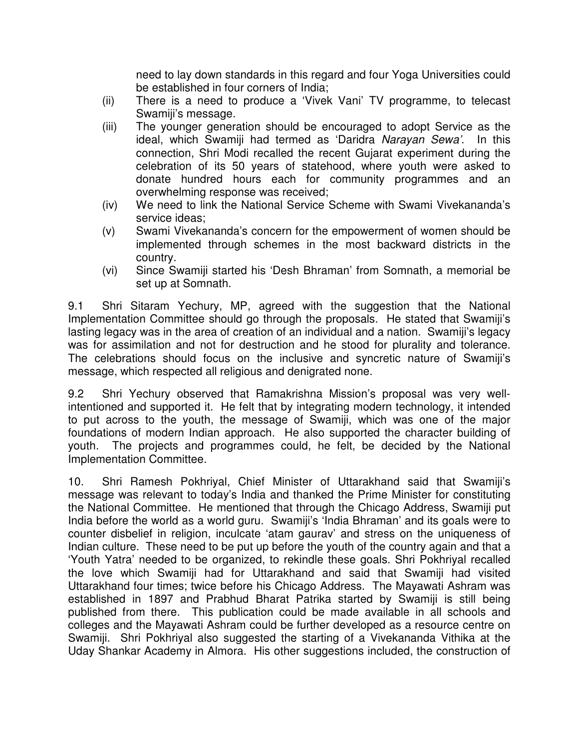need to lay down standards in this regard and four Yoga Universities could be established in four corners of India;

(ii) There is a need to produce a 'Vivek Vani' TV programme, to telecast Swamiji's message.

(iii) The younger generation should be encouraged to adopt Service as the ideal, which Swamiji had termed as 'Daridra *Narayan Sewa'*. In this connection, Shri Modi recalled the recent Gujarat experiment during the celebration of its 50 years of statehood, where youth were asked to donate hundred hours each for community programmes and an overwhelming response was received;

(iv) We need to link the National Service Scheme with Swami Vivekananda's service ideas;

(v) Swami Vivekananda's concern for the empowerment of women should be implemented through schemes in the most backward districts in the country.

(vi) Since Swamiji started his 'Desh Bhraman' from Somnath, a memorial be set up at Somnath.

9.1 Shri Sitaram Yechury, MP, agreed with the suggestion that the National Implementation Committee should go through the proposals. He stated that Swamiji's lasting legacy was in the area of creation of an individual and a nation. Swamiji's legacy was for assimilation and not for destruction and he stood for plurality and tolerance. The celebrations should focus on the inclusive and syncretic nature of Swamiji's message, which respected all religious and denigrated none.

9.2 Shri Yechury observed that Ramakrishna Mission's proposal was very well-intentioned and supported it. He felt that by integrating modern technology, it intended to put across to the youth, the message of Swamiji, which was one of the major foundations of modern Indian approach. He also supported the character building of youth. The projects and programmes could, he felt, be decided by the National Implementation Committee.

10. Shri Ramesh Pokhriyal, Chief Minister of Uttarakhand said that Swamiji's message was relevant to today's India and thanked the Prime Minister for constituting the National Committee. He mentioned that through the Chicago Address, Swamiji put India before the world as a world guru. Swamiji's 'India Bhraman' and its goals were to counter disbelief in religion, inculcate 'atam gaurav' and stress on the uniqueness of Indian culture. These need to be put up before the youth of the country again and that a 'Youth Yatra' needed to be organized, to rekindle these goals. Shri Pokhriyal recalled the love which Swamiji had for Uttarakhand and said that Swamiji had visited Uttarakhand four times; twice before his Chicago Address. The Mayawati Ashram was established in 1897 and Prabhud Bharat Patrika started by Swamiji is still being published from there. This publication could be made available in all schools and colleges and the Mayawati Ashram could be further developed as a resource centre on Swamiji. Shri Pokhriyal also suggested the starting of a Vivekananda Vithika at the Uday Shankar Academy in Almora. His other suggestions included, the construction of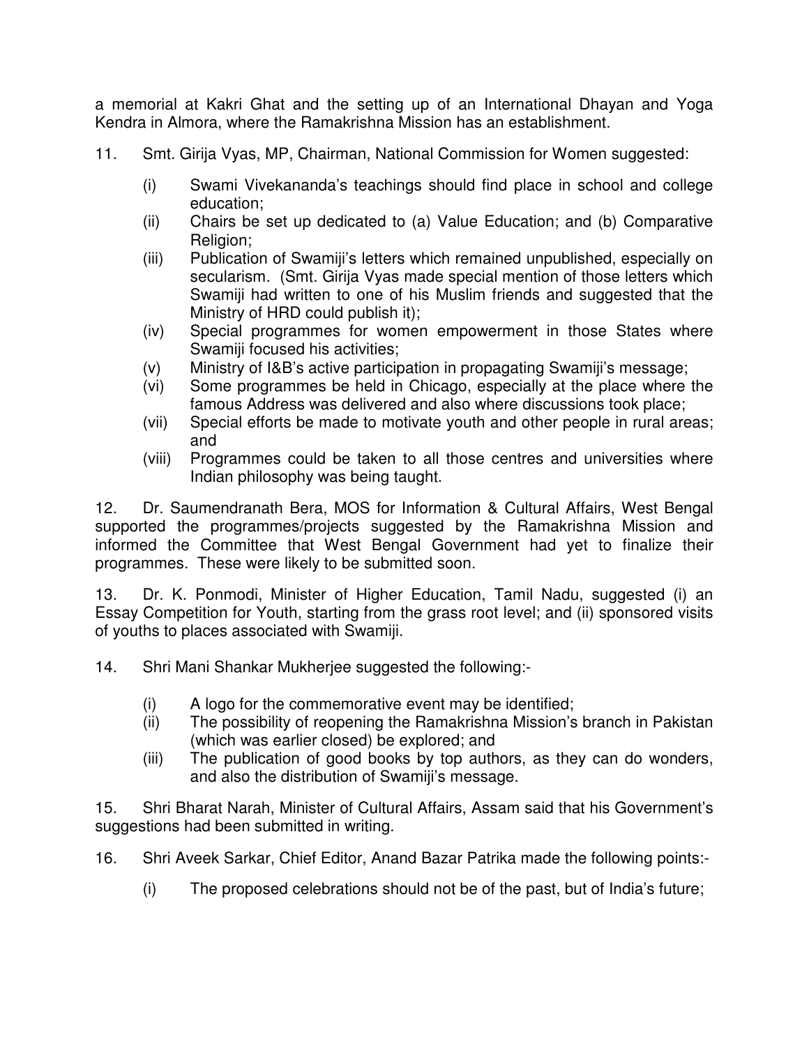a memorial at Kakri Ghat and the setting up of an International Dhayan and Yoga Kendra in Almora, where the Ramakrishna Mission has an establishment.

11. Smt. Girija Vyas, MP, Chairman, National Commission for Women suggested:

   (i) Swami Vivekananda's teachings should find place in school and college education;
   (ii) Chairs be set up dedicated to (a) Value Education; and (b) Comparative Religion;
   (iii) Publication of Swamiji's letters which remained unpublished, especially on secularism. (Smt. Girija Vyas made special mention of those letters which Swamiji had written to one of his Muslim friends and suggested that the Ministry of HRD could publish it);
   (iv) Special programmes for women empowerment in those States where Swamiji focused his activities;
   (v) Ministry of I&B's active participation in propagating Swamiji's message;
   (vi) Some programmes be held in Chicago, especially at the place where the famous Address was delivered and also where discussions took place;
   (vii) Special efforts be made to motivate youth and other people in rural areas; and
   (viii) Programmes could be taken to all those centres and universities where Indian philosophy was being taught.

12. Dr. Saumendranath Bera, MOS for Information & Cultural Affairs, West Bengal supported the programmes/projects suggested by the Ramakrishna Mission and informed the Committee that West Bengal Government had yet to finalize their programmes. These were likely to be submitted soon.

13. Dr. K. Ponmodi, Minister of Higher Education, Tamil Nadu, suggested (i) an Essay Competition for Youth, starting from the grass root level; and (ii) sponsored visits of youths to places associated with Swamiji.

14. Shri Mani Shankar Mukherjee suggested the following:-

   (i) A logo for the commemorative event may be identified;
   (ii) The possibility of reopening the Ramakrishna Mission's branch in Pakistan (which was earlier closed) be explored; and
   (iii) The publication of good books by top authors, as they can do wonders, and also the distribution of Swamiji's message.

15. Shri Bharat Narah, Minister of Cultural Affairs, Assam said that his Government's suggestions had been submitted in writing.

16. Shri Aveek Sarkar, Chief Editor, Anand Bazar Patrika made the following points:-

   (i) The proposed celebrations should not be of the past, but of India's future;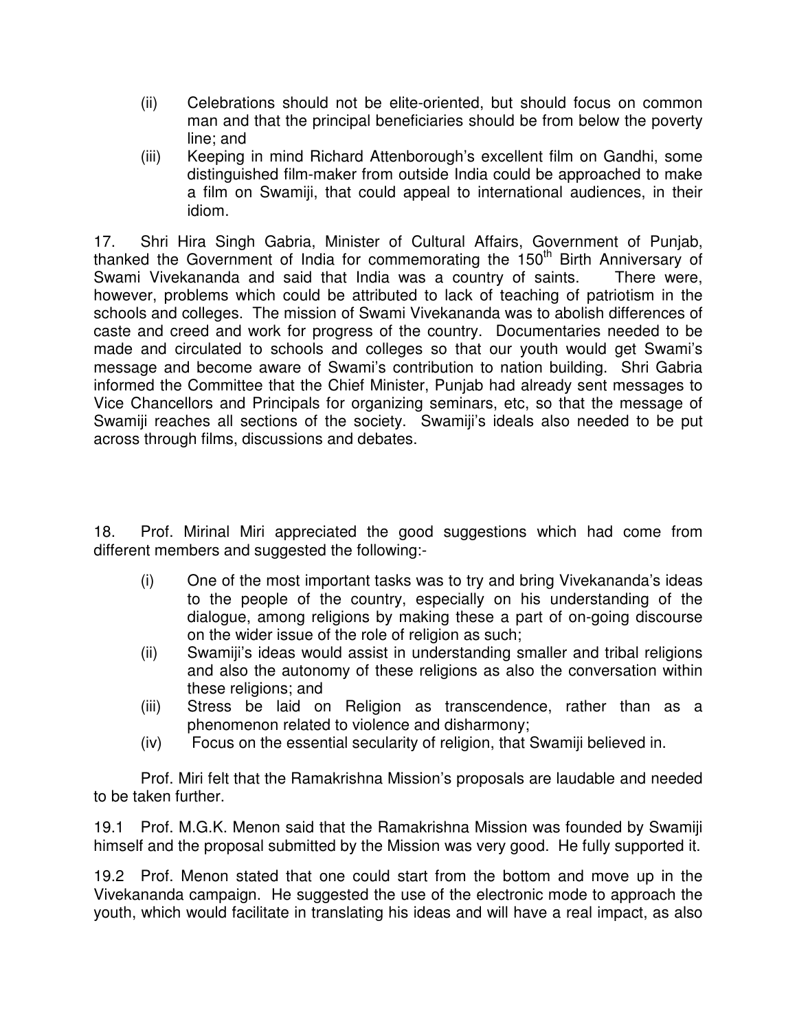(ii) Celebrations should not be elite-oriented, but should focus on common man and that the principal beneficiaries should be from below the poverty line; and

(iii) Keeping in mind Richard Attenborough's excellent film on Gandhi, some distinguished film-maker from outside India could be approached to make a film on Swamiji, that could appeal to international audiences, in their idiom.

17. Shri Hira Singh Gabria, Minister of Cultural Affairs, Government of Punjab, thanked the Government of India for commemorating the 150th Birth Anniversary of Swami Vivekananda and said that India was a country of saints. There were, however, problems which could be attributed to lack of teaching of patriotism in the schools and colleges. The mission of Swami Vivekananda was to abolish differences of caste and creed and work for progress of the country. Documentaries needed to be made and circulated to schools and colleges so that our youth would get Swami's message and become aware of Swami's contribution to nation building. Shri Gabria informed the Committee that the Chief Minister, Punjab had already sent messages to Vice Chancellors and Principals for organizing seminars, etc, so that the message of Swamiji reaches all sections of the society. Swamiji's ideals also needed to be put across through films, discussions and debates.

18. Prof. Mirinal Miri appreciated the good suggestions which had come from different members and suggested the following:-

(i) One of the most important tasks was to try and bring Vivekananda's ideas to the people of the country, especially on his understanding of the dialogue, among religions by making these a part of on-going discourse on the wider issue of the role of religion as such;

(ii) Swamiji's ideas would assist in understanding smaller and tribal religions and also the autonomy of these religions as also the conversation within these religions; and

(iii) Stress be laid on Religion as transcendence, rather than as a phenomenon related to violence and disharmony;

(iv) Focus on the essential secularity of religion, that Swamiji believed in.

Prof. Miri felt that the Ramakrishna Mission's proposals are laudable and needed to be taken further.

19.1 Prof. M.G.K. Menon said that the Ramakrishna Mission was founded by Swamiji himself and the proposal submitted by the Mission was very good. He fully supported it.

19.2 Prof. Menon stated that one could start from the bottom and move up in the Vivekananda campaign. He suggested the use of the electronic mode to approach the youth, which would facilitate in translating his ideas and will have a real impact, as also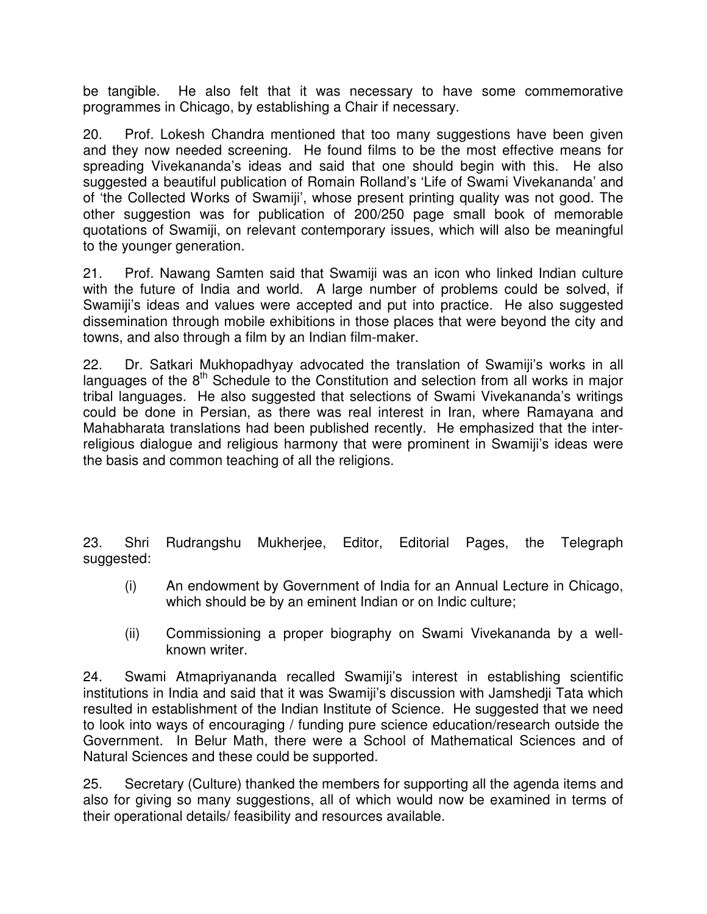be tangible. He also felt that it was necessary to have some commemorative programmes in Chicago, by establishing a Chair if necessary.

20. Prof. Lokesh Chandra mentioned that too many suggestions have been given and they now needed screening. He found films to be the most effective means for spreading Vivekananda's ideas and said that one should begin with this. He also suggested a beautiful publication of Romain Rolland's 'Life of Swami Vivekananda' and of 'the Collected Works of Swamiji', whose present printing quality was not good. The other suggestion was for publication of 200/250 page small book of memorable quotations of Swamiji, on relevant contemporary issues, which will also be meaningful to the younger generation.

21. Prof. Nawang Samten said that Swamiji was an icon who linked Indian culture with the future of India and world. A large number of problems could be solved, if Swamiji's ideas and values were accepted and put into practice. He also suggested dissemination through mobile exhibitions in those places that were beyond the city and towns, and also through a film by an Indian film-maker.

22. Dr. Satkari Mukhopadhyay advocated the translation of Swamiji's works in all languages of the 8th Schedule to the Constitution and selection from all works in major tribal languages. He also suggested that selections of Swami Vivekananda's writings could be done in Persian, as there was real interest in Iran, where Ramayana and Mahabharata translations had been published recently. He emphasized that the inter-religious dialogue and religious harmony that were prominent in Swamiji's ideas were the basis and common teaching of all the religions.

23. Shri Rudrangshu Mukherjee, Editor, Editorial Pages, the Telegraph suggested:

(i) An endowment by Government of India for an Annual Lecture in Chicago, which should be by an eminent Indian or on Indic culture;

(ii) Commissioning a proper biography on Swami Vivekananda by a well-known writer.

24. Swami Atmapriyananda recalled Swamiji's interest in establishing scientific institutions in India and said that it was Swamiji's discussion with Jamshedji Tata which resulted in establishment of the Indian Institute of Science. He suggested that we need to look into ways of encouraging / funding pure science education/research outside the Government. In Belur Math, there were a School of Mathematical Sciences and of Natural Sciences and these could be supported.

25. Secretary (Culture) thanked the members for supporting all the agenda items and also for giving so many suggestions, all of which would now be examined in terms of their operational details/ feasibility and resources available.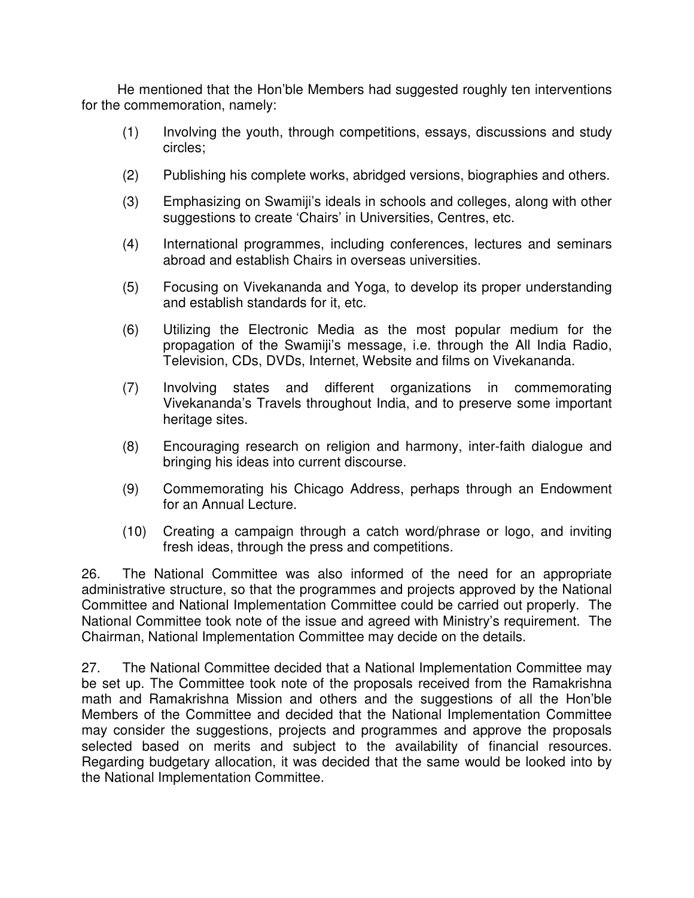He mentioned that the Hon'ble Members had suggested roughly ten interventions for the commemoration, namely:

(1) Involving the youth, through competitions, essays, discussions and study circles;

(2) Publishing his complete works, abridged versions, biographies and others.

(3) Emphasizing on Swamiji's ideals in schools and colleges, along with other suggestions to create 'Chairs' in Universities, Centres, etc.

(4) International programmes, including conferences, lectures and seminars abroad and establish Chairs in overseas universities.

(5) Focusing on Vivekananda and Yoga, to develop its proper understanding and establish standards for it, etc.

(6) Utilizing the Electronic Media as the most popular medium for the propagation of the Swamiji's message, i.e. through the All India Radio, Television, CDs, DVDs, Internet, Website and films on Vivekananda.

(7) Involving states and different organizations in commemorating Vivekananda's Travels throughout India, and to preserve some important heritage sites.

(8) Encouraging research on religion and harmony, inter-faith dialogue and bringing his ideas into current discourse.

(9) Commemorating his Chicago Address, perhaps through an Endowment for an Annual Lecture.

(10) Creating a campaign through a catch word/phrase or logo, and inviting fresh ideas, through the press and competitions.

26. The National Committee was also informed of the need for an appropriate administrative structure, so that the programmes and projects approved by the National Committee and National Implementation Committee could be carried out properly. The National Committee took note of the issue and agreed with Ministry's requirement. The Chairman, National Implementation Committee may decide on the details.

27. The National Committee decided that a National Implementation Committee may be set up. The Committee took note of the proposals received from the Ramakrishna math and Ramakrishna Mission and others and the suggestions of all the Hon'ble Members of the Committee and decided that the National Implementation Committee may consider the suggestions, projects and programmes and approve the proposals selected based on merits and subject to the availability of financial resources. Regarding budgetary allocation, it was decided that the same would be looked into by the National Implementation Committee.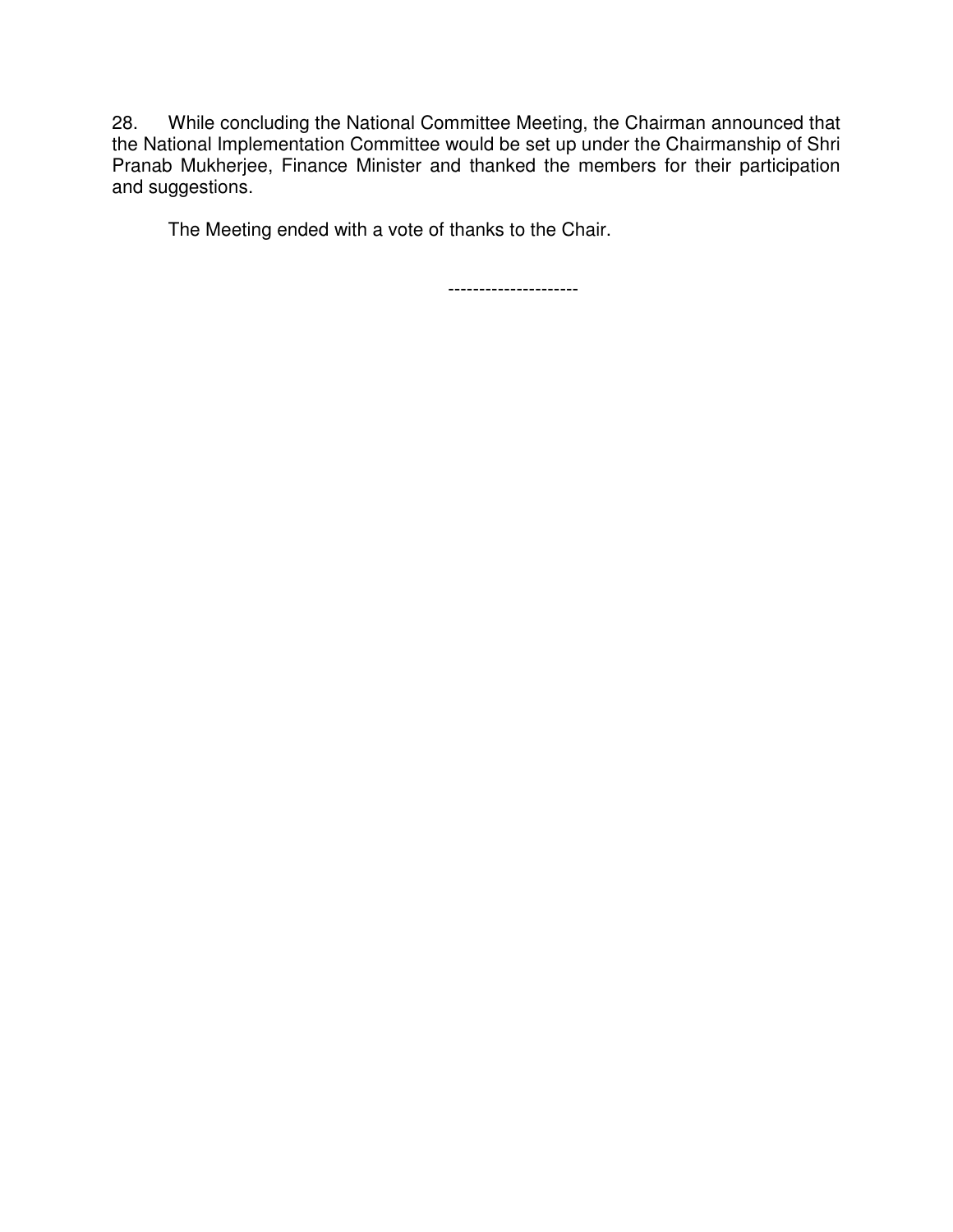28. While concluding the National Committee Meeting, the Chairman announced that the National Implementation Committee would be set up under the Chairmanship of Shri Pranab Mukherjee, Finance Minister and thanked the members for their participation and suggestions.

The Meeting ended with a vote of thanks to the Chair.

---------------------